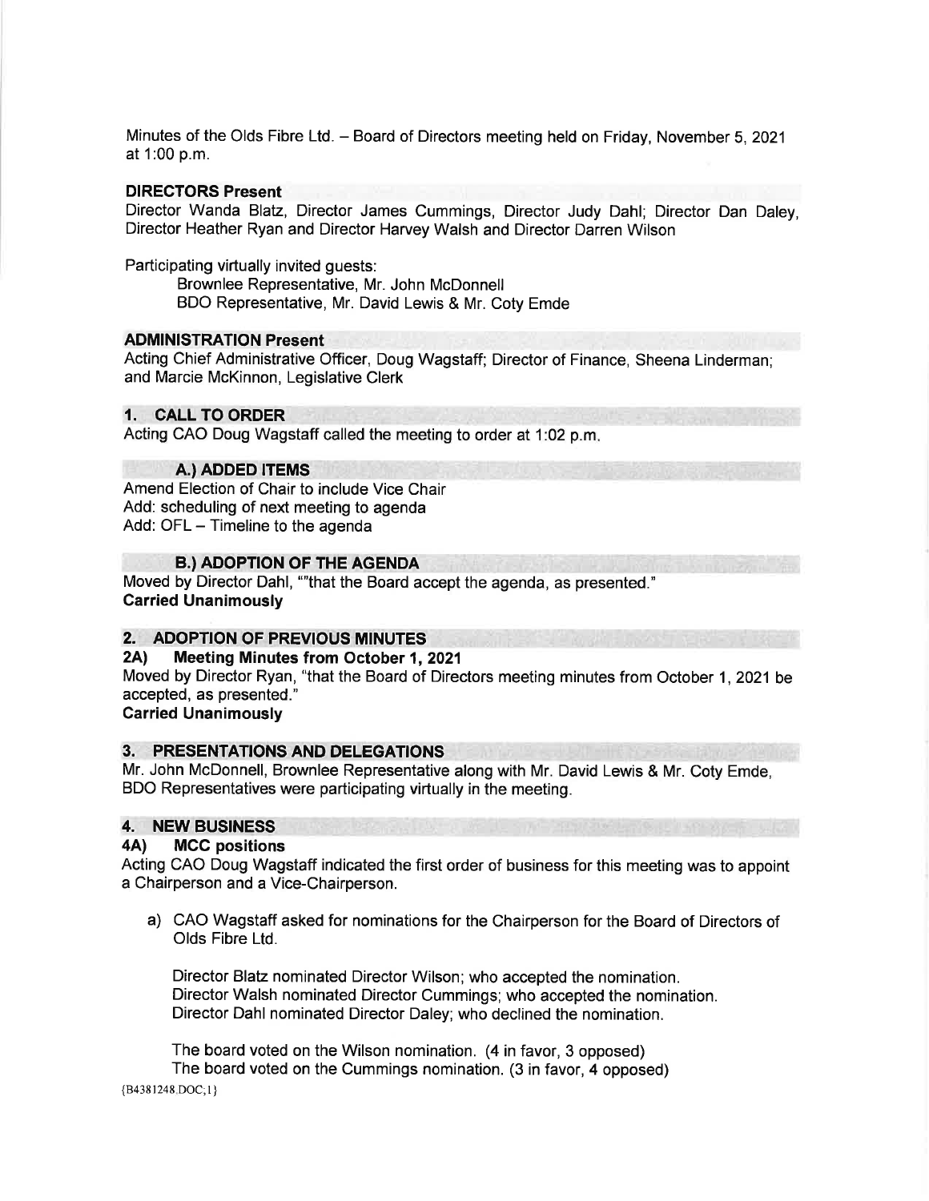Minutes of the Olds Fibre Ltd. – Board of Directors meeting held on Friday, November 5, 2021 at 1:00 p.m.

**DIRECTORS Present**

Director Wanda Blatz, Director James Cummings, Director Judy Dahl; Director Dan Daley, Director Heather Ryan and Director Harvey Walsh and Director Darren Wilson

Participating virtually invited guests:

Brownlee Representative, Mr. John McDonnell
BDO Representative, Mr. David Lewis & Mr. Coty Emde

**ADMINISTRATION Present**

Acting Chief Administrative Officer, Doug Wagstaff; Director of Finance, Sheena Linderman; and Marcie McKinnon, Legislative Clerk

## 1. CALL TO ORDER

Acting CAO Doug Wagstaff called the meeting to order at 1:02 p.m.

### A.) ADDED ITEMS

Amend Election of Chair to include Vice Chair
Add: scheduling of next meeting to agenda
Add: OFL – Timeline to the agenda

### B.) ADOPTION OF THE AGENDA

Moved by Director Dahl, ""that the Board accept the agenda, as presented."
**Carried Unanimously**

## 2. ADOPTION OF PREVIOUS MINUTES

### 2A) Meeting Minutes from October 1, 2021

Moved by Director Ryan, "that the Board of Directors meeting minutes from October 1, 2021 be accepted, as presented."
**Carried Unanimously**

## 3. PRESENTATIONS AND DELEGATIONS

Mr. John McDonnell, Brownlee Representative along with Mr. David Lewis & Mr. Coty Emde, BDO Representatives were participating virtually in the meeting.

## 4. NEW BUSINESS

### 4A) MCC positions

Acting CAO Doug Wagstaff indicated the first order of business for this meeting was to appoint a Chairperson and a Vice-Chairperson.

a) CAO Wagstaff asked for nominations for the Chairperson for the Board of Directors of Olds Fibre Ltd.

Director Blatz nominated Director Wilson; who accepted the nomination.
Director Walsh nominated Director Cummings; who accepted the nomination.
Director Dahl nominated Director Daley; who declined the nomination.

The board voted on the Wilson nomination. (4 in favor, 3 opposed)
The board voted on the Cummings nomination. (3 in favor, 4 opposed)

{B4381248.DOC;1}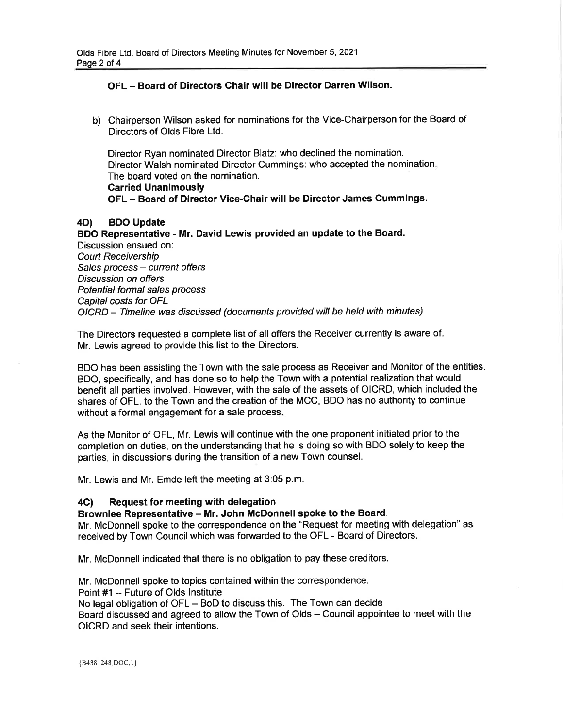**OFL – Board of Directors Chair will be Director Darren Wilson.**

b) Chairperson Wilson asked for nominations for the Vice-Chairperson for the Board of Directors of Olds Fibre Ltd.

Director Ryan nominated Director Blatz: who declined the nomination.
Director Walsh nominated Director Cummings: who accepted the nomination.
The board voted on the nomination.
**Carried Unanimously**
**OFL – Board of Director Vice-Chair will be Director James Cummings.**

## 4D) BDO Update

**BDO Representative - Mr. David Lewis provided an update to the Board.**
Discussion ensued on:
*Court Receivership*
*Sales process – current offers*
*Discussion on offers*
*Potential formal sales process*
*Capital costs for OFL*
*OICRD – Timeline was discussed (documents provided will be held with minutes)*

The Directors requested a complete list of all offers the Receiver currently is aware of. Mr. Lewis agreed to provide this list to the Directors.

BDO has been assisting the Town with the sale process as Receiver and Monitor of the entities. BDO, specifically, and has done so to help the Town with a potential realization that would benefit all parties involved. However, with the sale of the assets of OICRD, which included the shares of OFL, to the Town and the creation of the MCC, BDO has no authority to continue without a formal engagement for a sale process.

As the Monitor of OFL, Mr. Lewis will continue with the one proponent initiated prior to the completion on duties, on the understanding that he is doing so with BDO solely to keep the parties, in discussions during the transition of a new Town counsel.

Mr. Lewis and Mr. Emde left the meeting at 3:05 p.m.

## 4C) Request for meeting with delegation

**Brownlee Representative – Mr. John McDonnell spoke to the Board.**
Mr. McDonnell spoke to the correspondence on the "Request for meeting with delegation" as received by Town Council which was forwarded to the OFL - Board of Directors.

Mr. McDonnell indicated that there is no obligation to pay these creditors.

Mr. McDonnell spoke to topics contained within the correspondence.
Point #1 – Future of Olds Institute
No legal obligation of OFL – BoD to discuss this. The Town can decide
Board discussed and agreed to allow the Town of Olds – Council appointee to meet with the OICRD and seek their intentions.

{B4381248.DOC;1}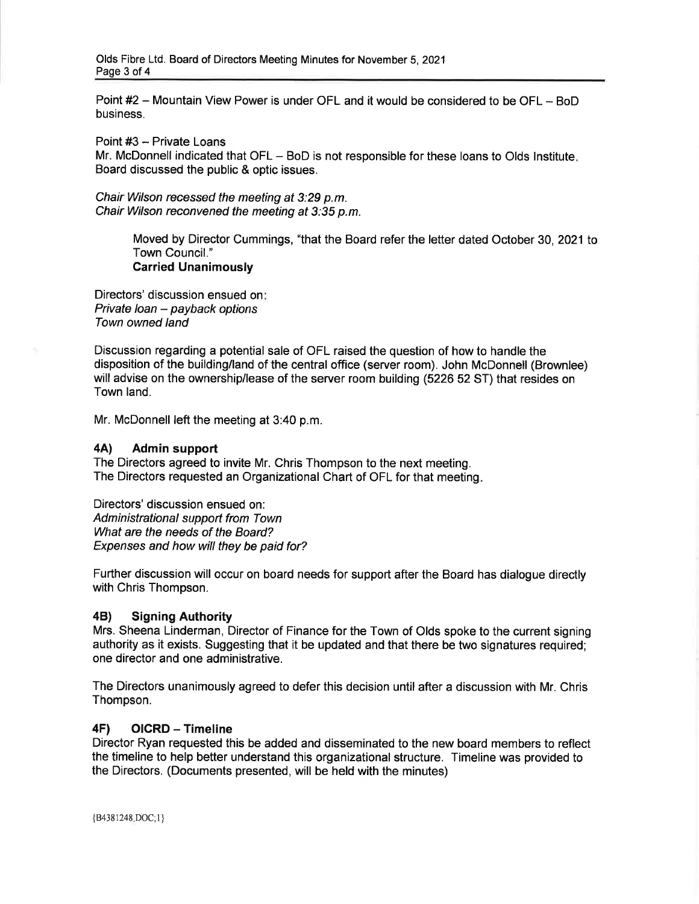Point #2 – Mountain View Power is under OFL and it would be considered to be OFL – BoD business.

Point #3 – Private Loans
Mr. McDonnell indicated that OFL – BoD is not responsible for these loans to Olds Institute. Board discussed the public & optic issues.

*Chair Wilson recessed the meeting at 3:29 p.m.*
*Chair Wilson reconvened the meeting at 3:35 p.m.*

> Moved by Director Cummings, "that the Board refer the letter dated October 30, 2021 to Town Council."
> **Carried Unanimously**

Directors' discussion ensued on:
*Private loan – payback options*
*Town owned land*

Discussion regarding a potential sale of OFL raised the question of how to handle the disposition of the building/land of the central office (server room). John McDonnell (Brownlee) will advise on the ownership/lease of the server room building (5226 52 ST) that resides on Town land.

Mr. McDonnell left the meeting at 3:40 p.m.

### 4A) Admin support

The Directors agreed to invite Mr. Chris Thompson to the next meeting.
The Directors requested an Organizational Chart of OFL for that meeting.

Directors' discussion ensued on:
*Administrational support from Town*
*What are the needs of the Board?*
*Expenses and how will they be paid for?*

Further discussion will occur on board needs for support after the Board has dialogue directly with Chris Thompson.

### 4B) Signing Authority

Mrs. Sheena Linderman, Director of Finance for the Town of Olds spoke to the current signing authority as it exists. Suggesting that it be updated and that there be two signatures required; one director and one administrative.

The Directors unanimously agreed to defer this decision until after a discussion with Mr. Chris Thompson.

### 4F) OICRD – Timeline

Director Ryan requested this be added and disseminated to the new board members to reflect the timeline to help better understand this organizational structure. Timeline was provided to the Directors. (Documents presented, will be held with the minutes)

{B4381248.DOC;1}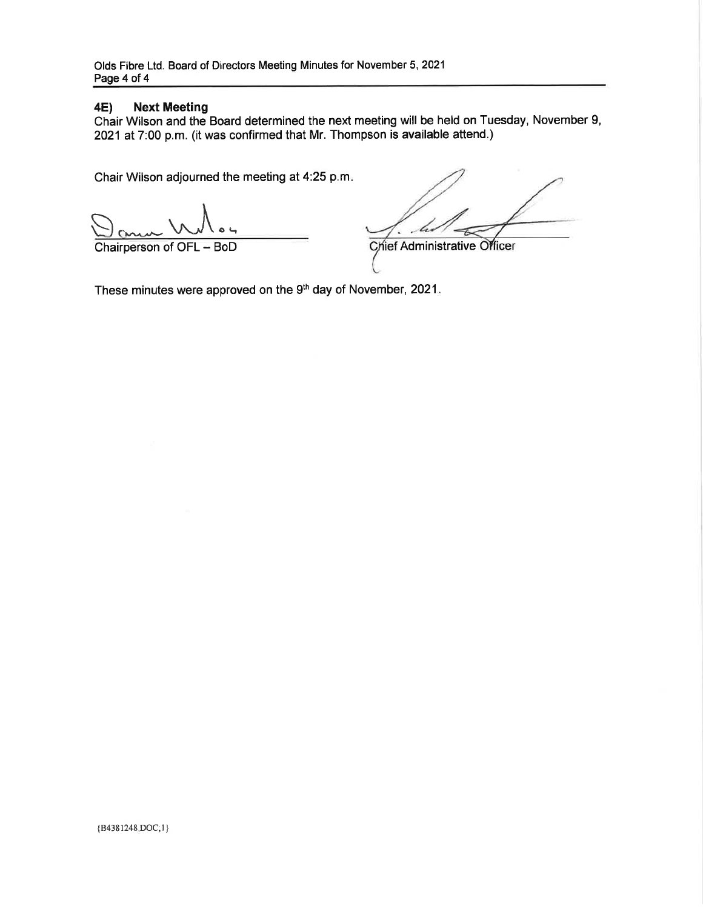### 4E) Next Meeting

Chair Wilson and the Board determined the next meeting will be held on Tuesday, November 9, 2021 at 7:00 p.m. (it was confirmed that Mr. Thompson is available attend.)

Chair Wilson adjourned the meeting at 4:25 p.m.

Chairperson of OFL – BoD

Chief Administrative Officer

These minutes were approved on the 9th day of November, 2021.

{B4381248.DOC;1}